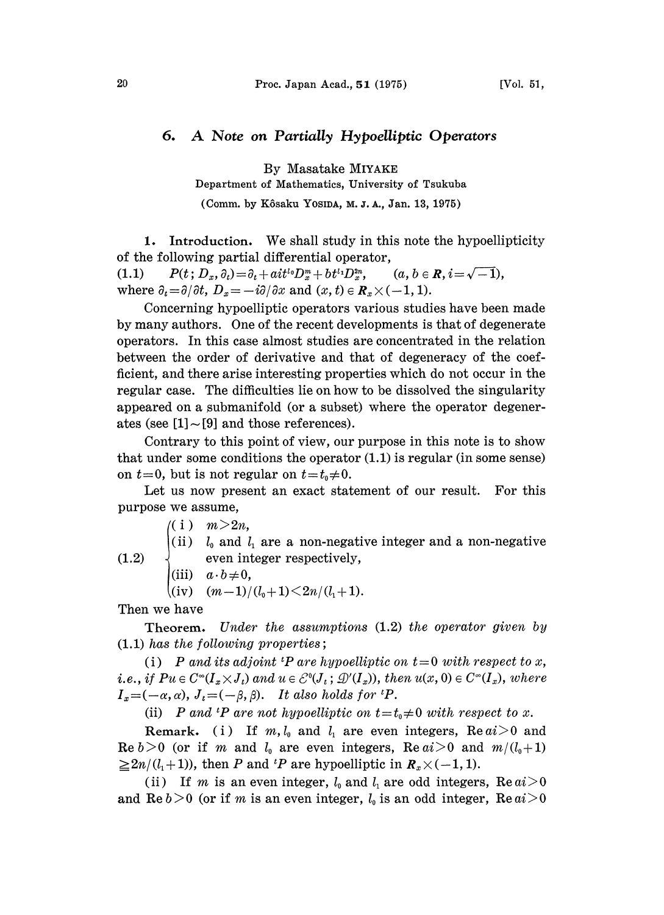# 6. A Note on Partially Hypoelliptic Operators

By Masatake MIYAKE

Department of Mathematics, University of Tsukuba

(Comm. by Kôsaku YOSIDA, M. J. A., Jan. 13, 1975)

**1. Introduction.** We shall study in this note the hypoellipticity of the following partial differential operator,

$$P(t; D_x, \partial_t)=\partial_t+ait^{l_0}D_x^m+bt^{l_1}D_x^{2n}, \qquad (a, b \in \boldsymbol{R}, i=\sqrt{-1}), \tag{1.1}$$

where $\partial_t=\partial/\partial t$, $D_x=-i\partial/\partial x$ and $(x, t) \in \boldsymbol{R}_x \times (-1, 1)$.

Concerning hypoelliptic operators various studies have been made by many authors. One of the recent developments is that of degenerate operators. In this case almost studies are concentrated in the relation between the order of derivative and that of degeneracy of the coefficient, and there arise interesting properties which do not occur in the regular case. The difficulties lie on how to be dissolved the singularity appeared on a submanifold (or a subset) where the operator degenerates (see [1]$\sim$[9] and those references).

Contrary to this point of view, our purpose in this note is to show that under some conditions the operator (1.1) is regular (in some sense) on $t=0$, but is not regular on $t=t_0\neq 0$.

Let us now present an exact statement of our result. For this purpose we assume,

$$(1.2) \quad \begin{cases} \text{(i)} & m>2n, \\ \text{(ii)} & l_0 \text{ and } l_1 \text{ are a non-negative integer and a non-negative even integer respectively,} \\ \text{(iii)} & a\cdot b\neq 0, \\ \text{(iv)} & (m-1)/(l_0+1)<2n/(l_1+1). \end{cases}$$

Then we have

**Theorem.** *Under the assumptions* (1.2) *the operator given by* (1.1) *has the following properties;*

(i) *$P$ and its adjoint ${}^tP$ are hypoelliptic on $t=0$ with respect to $x$, i.e., if $Pu \in C^\infty(I_x \times J_t)$ and $u \in \mathcal{E}^0(J_t; \mathcal{D}'(I_x))$, then $u(x, 0) \in C^\infty(I_x)$, where $I_x=(-\alpha, \alpha)$, $J_t=(-\beta, \beta)$. It also holds for ${}^tP$.*

(ii) *$P$ and ${}^tP$ are not hypoelliptic on $t=t_0\neq 0$ with respect to $x$.*

**Remark.** (i) If $m, l_0$ and $l_1$ are even integers, $\mathrm{Re}\, ai>0$ and $\mathrm{Re}\, b>0$ (or if $m$ and $l_0$ are even integers, $\mathrm{Re}\, ai>0$ and $m/(l_0+1) \geqq 2n/(l_1+1)$), then $P$ and ${}^tP$ are hypoelliptic in $\boldsymbol{R}_x \times (-1, 1)$.

(ii) If $m$ is an even integer, $l_0$ and $l_1$ are odd integers, $\mathrm{Re}\, ai>0$ and $\mathrm{Re}\, b>0$ (or if $m$ is an even integer, $l_0$ is an odd integer, $\mathrm{Re}\, ai>0$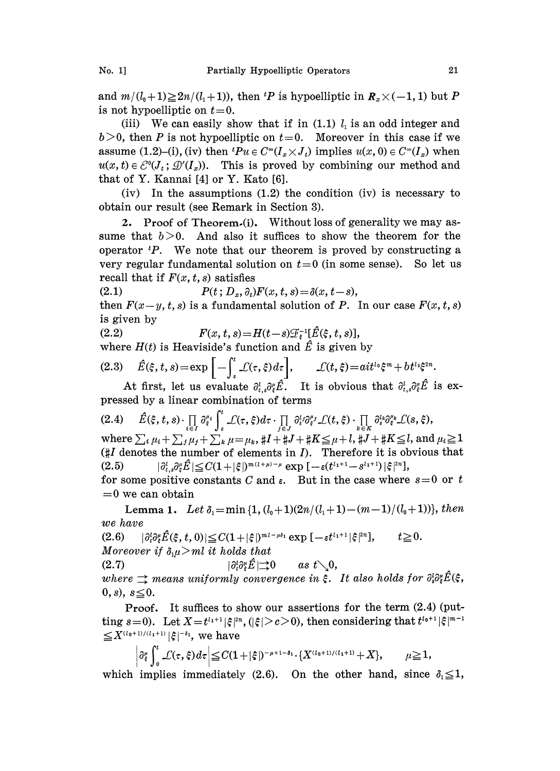and $m/(l_0+1)\geqq 2n/(l_1+1)$), then ${}^tP$ is hypoelliptic in $\boldsymbol{R}_x\times(-1,1)$ but $P$ is not hypoelliptic on $t=0$.

(iii) We can easily show that if in (1.1) $l_1$ is an odd integer and $b>0$, then $P$ is not hypoelliptic on $t=0$. Moreover in this case if we assume (1.2)–(i), (iv) then ${}^tPu\in C^\infty(I_x\times J_t)$ implies $u(x,0)\in C^\infty(I_x)$ when $u(x,t)\in \mathcal{E}^0(J_t;\mathcal{D}'(I_x))$. This is proved by combining our method and that of Y. Kannai [4] or Y. Kato [6].

(iv) In the assumptions (1.2) the condition (iv) is necessary to obtain our result (see Remark in Section 3).

**2. Proof of Theorem-(i).** Without loss of generality we may assume that $b>0$. And also it suffices to show the theorem for the operator ${}^tP$. We note that our theorem is proved by constructing a very regular fundamental solution on $t=0$ (in some sense). So let us recall that if $F(x,t,s)$ satisfies

$$P(t;D_x,\partial_t)F(x,t,s)=\delta(x,t-s), \tag{2.1}$$

then $F(x-y,t,s)$ is a fundamental solution of $P$. In our case $F(x,t,s)$ is given by

$$F(x,t,s)=H(t-s)\mathcal{F}_\xi^{-1}[\hat{E}(\xi,t,s)], \tag{2.2}$$

where $H(t)$ is Heaviside's function and $\hat{E}$ is given by

$$\hat{E}(\xi,t,s)=\exp\left[-\int_s^t \mathcal{L}(\tau,\xi)d\tau\right], \qquad \mathcal{L}(t,\xi)=ait^{l_0}\xi^m+bt^{l_1}\xi^{2n}. \tag{2.3}$$

At first, let us evaluate $\partial_{t,s}^l\partial_\xi^\mu\hat{E}$. It is obvious that $\partial_{t,s}^l\partial_\xi^\mu\hat{E}$ is expressed by a linear combination of terms

$$\hat{E}(\xi,t,s)\cdot\prod_{i\in I}\partial_\xi^{\mu_i}\int_s^t\mathcal{L}(\tau,\xi)d\tau\cdot\prod_{j\in J}\partial_t^{l_j}\partial_\xi^{\mu_j}\mathcal{L}(t,\xi)\cdot\prod_{k\in K}\partial_s^{l_k}\partial_\xi^{\mu_k}\mathcal{L}(s,\xi), \tag{2.4}$$

where $\sum_i\mu_i+\sum_j\mu_j+\sum_k\mu=\mu_k$, $\#I+\#J+\#K\leqq\mu+l$, $\#J+\#K\leqq l$, and $\mu_i\geqq 1$ ($\#I$ denotes the number of elements in $I$). Therefore it is obvious that

$$|\partial_{t,s}^l\partial_\xi^\mu\hat{E}|\leqq C(1+|\xi|)^{m(l+\mu)-\mu}\exp\left[-\varepsilon(t^{l_1+1}-s^{l_1+1})|\xi|^{2n}\right], \tag{2.5}$$

for some positive constants $C$ and $\varepsilon$. But in the case where $s=0$ or $t=0$ we can obtain

**Lemma 1.** *Let $\delta_1=\min\{1,(l_0+1)(2n/(l_1+1)-(m-1)/(l_0+1))\}$, then we have*

$$|\partial_t^l\partial_\xi^\mu\hat{E}(\xi,t,0)|\leqq C(1+|\xi|)^{ml-\mu\delta_1}\exp\left[-\varepsilon t^{l_1+1}|\xi|^{2n}\right], \qquad t\geqq 0. \tag{2.6}$$

*Moreover if $\delta_1\mu>ml$ it holds that*

$$|\partial_t^l\partial_\xi^\mu\hat{E}|\rightrightarrows 0 \qquad \text{as } t\searrow 0, \tag{2.7}$$

*where $\rightrightarrows$ means uniformly convergence in $\xi$. It also holds for $\partial_s^l\partial_\xi^\mu\hat{E}(\xi,0,s)$, $s\leqq 0$.*

*Proof.* It suffices to show our assertions for the term (2.4) (putting $s=0$). Let $X=t^{l_1+1}|\xi|^{2n}$, ($|\xi|>c>0$), then considering that $t^{l_0+1}|\xi|^{m-1}\leqq X^{(l_0+1)/(l_1+1)}|\xi|^{-\delta_1}$, we have

$$\left|\partial_\xi^\mu\int_0^t\mathcal{L}(\tau,\xi)d\tau\right|\leqq C(1+|\xi|)^{-\mu+1-\delta_1}\cdot\{X^{(l_0+1)/(l_1+1)}+X\}, \qquad \mu\geqq 1,$$

which implies immediately (2.6). On the other hand, since $\delta_1\leqq 1$,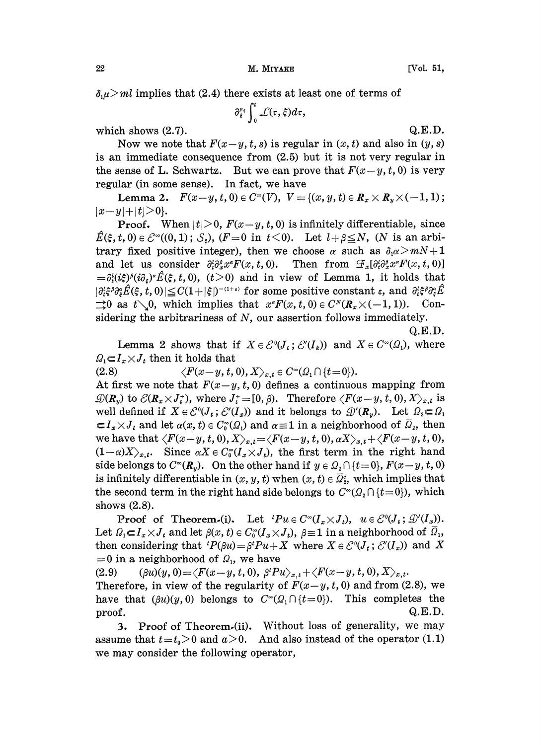$\delta_1\mu > ml$ implies that (2.4) there exists at least one of terms of

$$\partial_\xi^{\mu_i} \int_0^t \mathcal{L}(\tau, \xi) d\tau,$$

which shows (2.7). Q.E.D.

Now we note that $F(x-y, t, s)$ is regular in $(x, t)$ and also in $(y, s)$ is an immediate consequence from (2.5) but it is not very regular in the sense of L. Schwartz. But we can prove that $F(x-y, t, 0)$ is very regular (in some sense). In fact, we have

**Lemma 2.** $F(x-y, t, 0) \in C^\infty(V)$, $V = \{(x, y, t) \in \boldsymbol{R}_x \times \boldsymbol{R}_y \times (-1, 1);\ |x-y| + |t| > 0\}$.

**Proof.** When $|t| > 0$, $F(x-y, t, 0)$ is infinitely differentiable, since $\hat{E}(\xi, t, 0) \in \mathcal{E}^\infty((0, 1); \mathcal{S}_\xi)$, $(F = 0$ in $t < 0)$. Let $l + \beta \leqq N$, ($N$ is an arbitrary fixed positive integer), then we choose $\alpha$ such as $\delta_1\alpha > mN + 1$ and let us consider $\partial_t^l \partial_x^\beta x^\alpha F(x, t, 0)$. Then from $\mathcal{F}_x[\partial_t^l \partial_x^\beta x^\alpha F(x, t, 0)] = \partial_t^l (i\xi)^\beta (i\partial_\xi)^\alpha \hat{E}(\xi, t, 0)$, $(t > 0)$ and in view of Lemma 1, it holds that $|\partial_t^l \xi^\beta \partial_\xi^\alpha \hat{E}(\xi, t, 0)| \leqq C(1 + |\xi|)^{-(1+\varepsilon)}$ for some positive constant $\varepsilon$, and $\partial_t^l \xi^\beta \partial_\xi^\alpha \hat{E} \rightrightarrows 0$ as $t \searrow 0$, which implies that $x^\alpha F(x, t, 0) \in C^N(\boldsymbol{R}_x \times (-1, 1))$. Considering the arbitrariness of $N$, our assertion follows immediately. Q.E.D.

Lemma 2 shows that if $X \in \mathcal{E}^0(J_t; \mathcal{E}'(I_k))$ and $X \in C^\infty(\Omega_1)$, where $\Omega_1 \subset I_x \times J_t$ then it holds that

$$\langle F(x-y, t, 0), X \rangle_{x,t} \in C^\infty(\Omega_1 \cap \{t = 0\}). \tag{2.8}$$

At first we note that $F(x-y, t, 0)$ defines a continuous mapping from $\mathcal{D}(\boldsymbol{R}_y)$ to $\mathcal{E}(\boldsymbol{R}_x \times J_t^+)$, where $J_t^+ = [0, \beta)$. Therefore $\langle F(x-y, t, 0), X \rangle_{x,t}$ is well defined if $X \in \mathcal{E}^0(J_t; \mathcal{E}'(I_x))$ and it belongs to $\mathcal{D}'(\boldsymbol{R}_y)$. Let $\Omega_2 \subset \Omega_1 \subset I_x \times J_t$ and let $\alpha(x, t) \in C_0^\infty(\Omega_1)$ and $\alpha \equiv 1$ in a neighborhood of $\bar{\Omega}_2$, then we have that $\langle F(x-y, t, 0), X \rangle_{x,t} = \langle F(x-y, t, 0), \alpha X \rangle_{x,t} + \langle F(x-y, t, 0), (1-\alpha)X \rangle_{x,t}$. Since $\alpha X \in C_0^\infty(I_x \times J_t)$, the first term in the right hand side belongs to $C^\infty(\boldsymbol{R}_y)$. On the other hand if $y \in \Omega_2 \cap \{t = 0\}$, $F(x-y, t, 0)$ is infinitely differentiable in $(x, y, t)$ when $(x, t) \in \bar{\Omega}_2^c$, which implies that the second term in the right hand side belongs to $C^\infty(\Omega_2 \cap \{t = 0\})$, which shows (2.8).

**Proof of Theorem-(i).** Let ${}^tPu \in C^\infty(I_x \times J_t)$, $u \in \mathcal{E}^0(J_t; \mathcal{D}'(I_x))$. Let $\Omega_1 \subset I_x \times J_t$ and let $\beta(x, t) \in C_0^\infty(I_x \times J_t)$, $\beta \equiv 1$ in a neighborhood of $\bar{\Omega}_1$, then considering that ${}^tP(\beta u) = \beta {}^tPu + X$ where $X \in \mathcal{E}^0(J_t; \mathcal{E}'(I_x))$ and $X = 0$ in a neighborhood of $\bar{\Omega}_1$, we have

$$(\beta u)(y, 0) = \langle F(x-y, t, 0), \beta {}^tPu \rangle_{x,t} + \langle F(x-y, t, 0), X \rangle_{x,t}. \tag{2.9}$$

Therefore, in view of the regularity of $F(x-y, t, 0)$ and from (2.8), we have that $(\beta u)(y, 0)$ belongs to $C^\infty(\Omega_1 \cap \{t = 0\})$. This completes the proof. Q.E.D.

## 3. Proof of Theorem-(ii).

Without loss of generality, we may assume that $t = t_0 > 0$ and $a > 0$. And also instead of the operator (1.1) we may consider the following operator,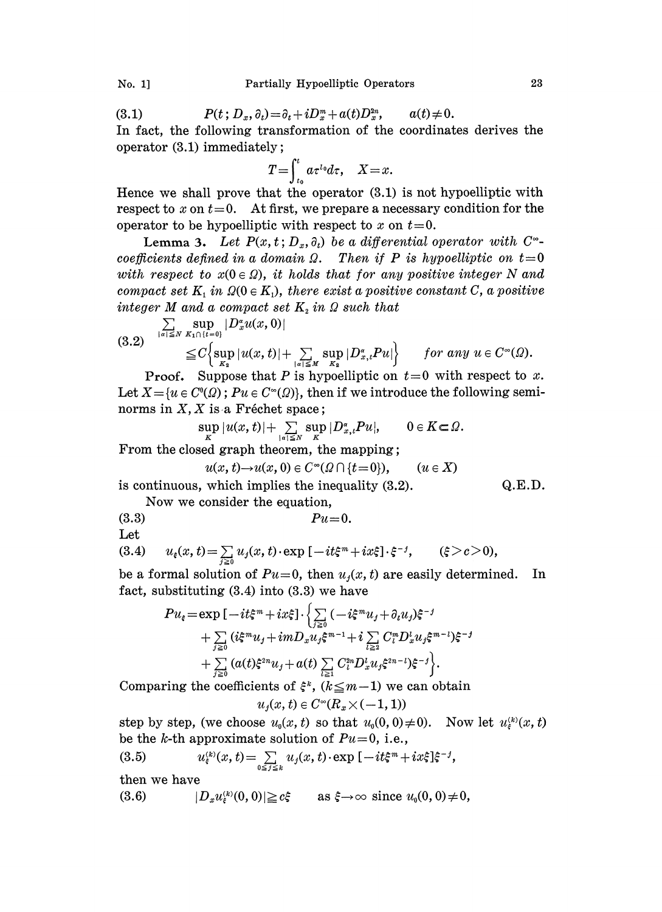$$(3.1)\qquad P(t\,;D_x,\partial_t)=\partial_t+iD_x^m+a(t)D_x^{2n},\qquad a(t)\neq 0.$$

In fact, the following transformation of the coordinates derives the operator (3.1) immediately;

$$T=\int_{t_0}^{t} a\tau^{l_0}d\tau,\quad X=x.$$

Hence we shall prove that the operator (3.1) is not hypoelliptic with respect to $x$ on $t=0$. At first, we prepare a necessary condition for the operator to be hypoelliptic with respect to $x$ on $t=0$.

**Lemma 3.** *Let $P(x,t\,;D_x,\partial_t)$ be a differential operator with $C^\infty$-coefficients defined in a domain $\Omega$. Then if $P$ is hypoelliptic on $t=0$ with respect to $x(0\in\Omega)$, it holds that for any positive integer $N$ and compact set $K_1$ in $\Omega(0\in K_1)$, there exist a positive constant $C$, a positive integer $M$ and a compact set $K_2$ in $\Omega$ such that*

$$(3.2)\qquad \begin{aligned}&\sum_{|\alpha|\leqq N}\sup_{K_1\cap\{t=0\}}|D_x^\alpha u(x,0)|\\ &\leqq C\Big\{\sup_{K_2}|u(x,t)|+\sum_{|\alpha|\leqq M}\sup_{K_2}|D_{x,t}^\alpha Pu|\Big\}\qquad \textit{for any } u\in C^\infty(\Omega).\end{aligned}$$

*Proof.* Suppose that $P$ is hypoelliptic on $t=0$ with respect to $x$. Let $X=\{u\in C^0(\Omega)\,;Pu\in C^\infty(\Omega)\}$, then if we introduce the following seminorms in $X$, $X$ is a Fréchet space;

$$\sup_K|u(x,t)|+\sum_{|\alpha|\leqq N}\sup_K|D_{x,t}^\alpha Pu|,\qquad 0\in K\subset\Omega.$$

From the closed graph theorem, the mapping;

$$u(x,t)\to u(x,0)\in C^\infty(\Omega\cap\{t=0\}),\qquad (u\in X)$$

is continuous, which implies the inequality (3.2). Q.E.D.

Now we consider the equation,

$$(3.3)\qquad Pu=0.$$

Let

$$(3.4)\qquad u_\xi(x,t)=\sum_{j\geqq 0}u_j(x,t)\cdot\exp[-it\xi^m+ix\xi]\cdot\xi^{-j},\qquad (\xi>c>0),$$

be a formal solution of $Pu=0$, then $u_j(x,t)$ are easily determined. In fact, substituting (3.4) into (3.3) we have

$$\begin{aligned}Pu_\xi=\exp[-it\xi^m+ix\xi]\cdot\Big\{&\sum_{j\geqq 0}(-i\xi^m u_j+\partial_t u_j)\xi^{-j}\\ &+\sum_{j\geqq 0}(i\xi^m u_j+imD_xu_j\xi^{m-1}+i\sum_{l\geqq 2}C_l^mD_x^lu_j\xi^{m-l})\xi^{-j}\\ &+\sum_{j\geqq 0}(a(t)\xi^{2n}u_j+a(t)\sum_{l\geqq 1}C_l^{2n}D_x^lu_j\xi^{2n-l})\xi^{-j}\Big\}.\end{aligned}$$

Comparing the coefficients of $\xi^k$, $(k\leqq m-1)$ we can obtain

$$u_j(x,t)\in C^\infty(R_x\times(-1,1))$$

step by step, (we choose $u_0(x,t)$ so that $u_0(0,0)\neq 0$). Now let $u_\xi^{(k)}(x,t)$ be the $k$-th approximate solution of $Pu=0$, i.e.,

$$(3.5)\qquad u_\xi^{(k)}(x,t)=\sum_{0\leqq j\leqq k}u_j(x,t)\cdot\exp[-it\xi^m+ix\xi]\xi^{-j},$$

then we have

$$(3.6)\qquad |D_xu_\xi^{(k)}(0,0)|\geqq c\xi\qquad \text{as } \xi\to\infty \text{ since } u_0(0,0)\neq 0,$$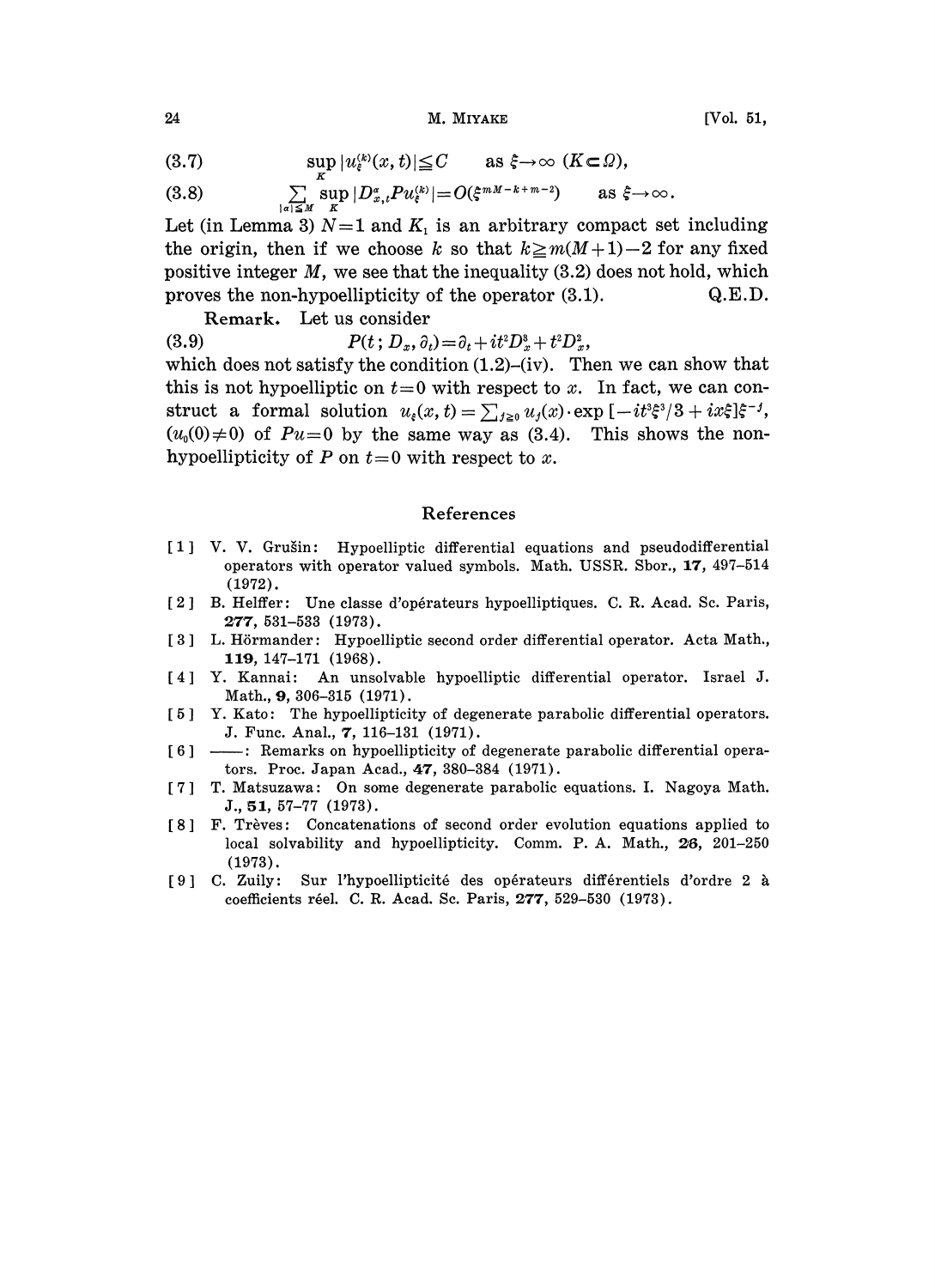$$\sup_K |u_\xi^{(k)}(x,t)| \leqq C \qquad \text{as } \xi \to \infty \ (K \subset \Omega), \tag{3.7}$$

$$\sum_{|\alpha| \leqq M} \sup_K |D_{x,t}^\alpha P u_\xi^{(k)}| = O(\xi^{mM-k+m-2}) \qquad \text{as } \xi \to \infty. \tag{3.8}$$

Let (in Lemma 3) $N=1$ and $K_1$ is an arbitrary compact set including the origin, then if we choose $k$ so that $k \geqq m(M+1)-2$ for any fixed positive integer $M$, we see that the inequality (3.2) does not hold, which proves the non-hypoellipticity of the operator (3.1). Q.E.D.

**Remark.** Let us consider

$$P(t\,; D_x, \partial_t) = \partial_t + it^2 D_x^3 + t^2 D_x^2, \tag{3.9}$$

which does not satisfy the condition (1.2)–(iv). Then we can show that this is not hypoelliptic on $t=0$ with respect to $x$. In fact, we can construct a formal solution $u_\xi(x,t) = \sum_{j \geqq 0} u_j(x) \cdot \exp\,[-it^3\xi^3/3 + ix\xi]\xi^{-j}$, $(u_0(0) \neq 0)$ of $Pu=0$ by the same way as (3.4). This shows the non-hypoellipticity of $P$ on $t=0$ with respect to $x$.

## References

[1] V. V. Grušin: Hypoelliptic differential equations and pseudodifferential operators with operator valued symbols. Math. USSR. Sbor., **17**, 497–514 (1972).

[2] B. Helffer: Une classe d'opérateurs hypoelliptiques. C. R. Acad. Sc. Paris, **277**, 531–533 (1973).

[3] L. Hörmander: Hypoelliptic second order differential operator. Acta Math., **119**, 147–171 (1968).

[4] Y. Kannai: An unsolvable hypoelliptic differential operator. Israel J. Math., **9**, 306–315 (1971).

[5] Y. Kato: The hypoellipticity of degenerate parabolic differential operators. J. Func. Anal., **7**, 116–131 (1971).

[6] ——: Remarks on hypoellipticity of degenerate parabolic differential operators. Proc. Japan Acad., **47**, 380–384 (1971).

[7] T. Matsuzawa: On some degenerate parabolic equations. I. Nagoya Math. J., **51**, 57–77 (1973).

[8] F. Trèves: Concatenations of second order evolution equations applied to local solvability and hypoellipticity. Comm. P. A. Math., **26**, 201–250 (1973).

[9] C. Zuily: Sur l'hypoellipticité des opérateurs différentiels d'ordre 2 à coefficients réel. C. R. Acad. Sc. Paris, **277**, 529–530 (1973).